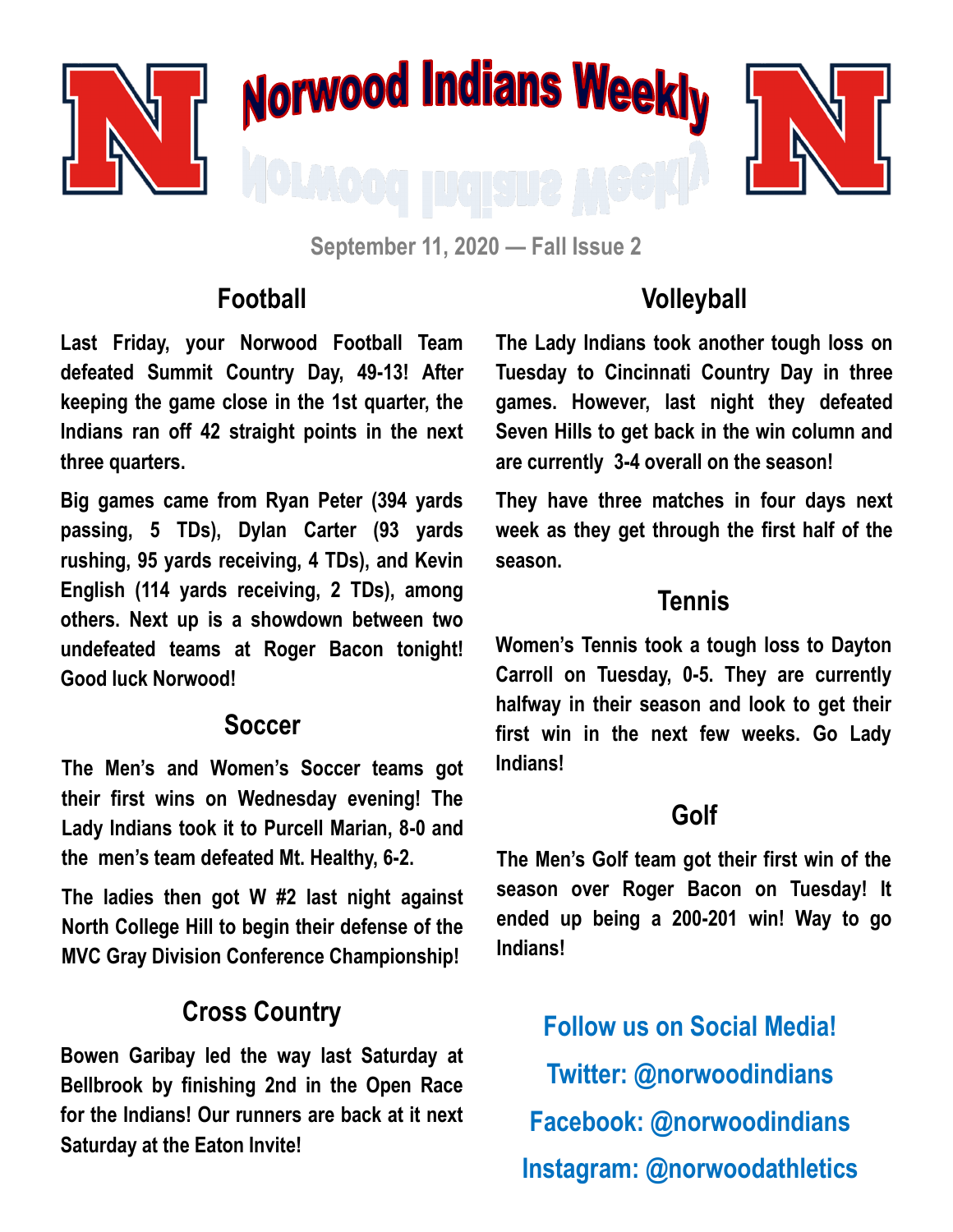# Norwood Indians Weekly

September 11, 2020 — Fall Issue 2

## Football

Last Friday, your Norwood Football Team defeated Summit Country Day, 49-13! After keeping the game close in the 1st quarter, the Indians ran off 42 straight points in the next three quarters.

Big games came from Ryan Peter (394 yards passing, 5 TDs), Dylan Carter (93 yards rushing, 95 yards receiving, 4 TDs), and Kevin English (114 yards receiving, 2 TDs), among others. Next up is a showdown between two undefeated teams at Roger Bacon tonight! Good luck Norwood!

## Soccer

The Men's and Women's Soccer teams got their first wins on Wednesday evening! The Lady Indians took it to Purcell Marian, 8-0 and the men's team defeated Mt. Healthy, 6-2.

The ladies then got W #2 last night against North College Hill to begin their defense of the MVC Gray Division Conference Championship!

## Cross Country

Bowen Garibay led the way last Saturday at Bellbrook by finishing 2nd in the Open Race for the Indians! Our runners are back at it next Saturday at the Eaton Invite!

## Volleyball

The Lady Indians took another tough loss on Tuesday to Cincinnati Country Day in three games. However, last night they defeated Seven Hills to get back in the win column and are currently 3-4 overall on the season!

They have three matches in four days next week as they get through the first half of the season.

## Tennis

Women's Tennis took a tough loss to Dayton Carroll on Tuesday, 0-5. They are currently halfway in their season and look to get their first win in the next few weeks. Go Lady Indians!

## Golf

The Men's Golf team got their first win of the season over Roger Bacon on Tuesday! It ended up being a 200-201 win! Way to go Indians!

**Follow us on Social Media!**

**Twitter: @norwoodindians**

**Facebook: @norwoodindians**

**Instagram: @norwoodathletics**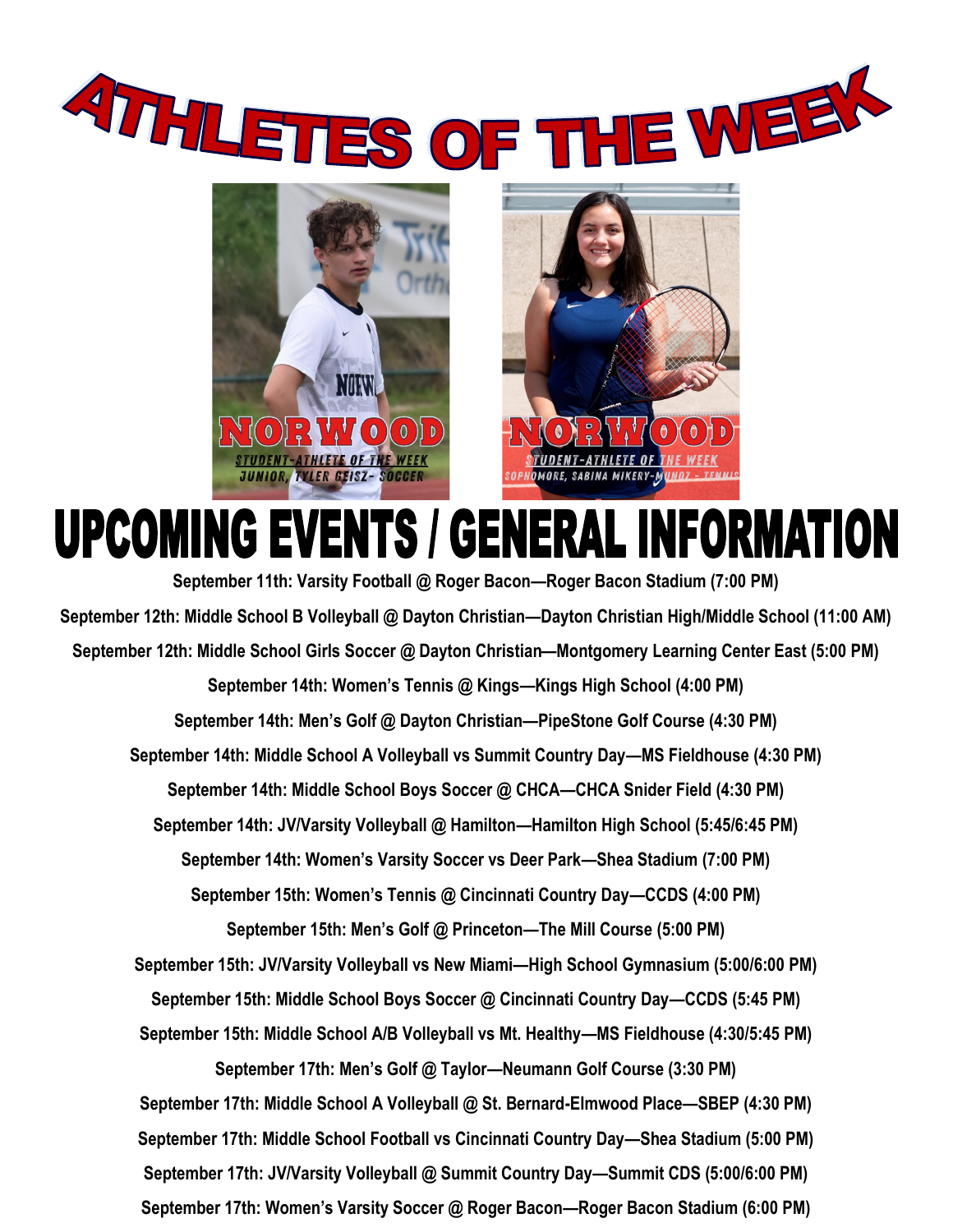# ATHLETES OF THE WEEK

NORWOOD
STUDENT-ATHLETE OF THE WEEK
JUNIOR, TYLER GEISZ- SOCCER

NORWOOD
STUDENT-ATHLETE OF THE WEEK
SOPHOMORE, SABINA MIKERY-MUNOZ - TENNIS

# UPCOMING EVENTS / GENERAL INFORMATION

**September 11th: Varsity Football @ Roger Bacon—Roger Bacon Stadium (7:00 PM)**

**September 12th: Middle School B Volleyball @ Dayton Christian—Dayton Christian High/Middle School (11:00 AM)**

**September 12th: Middle School Girls Soccer @ Dayton Christian—Montgomery Learning Center East (5:00 PM)**

**September 14th: Women's Tennis @ Kings—Kings High School (4:00 PM)**

**September 14th: Men's Golf @ Dayton Christian—PipeStone Golf Course (4:30 PM)**

**September 14th: Middle School A Volleyball vs Summit Country Day—MS Fieldhouse (4:30 PM)**

**September 14th: Middle School Boys Soccer @ CHCA—CHCA Snider Field (4:30 PM)**

**September 14th: JV/Varsity Volleyball @ Hamilton—Hamilton High School (5:45/6:45 PM)**

**September 14th: Women's Varsity Soccer vs Deer Park—Shea Stadium (7:00 PM)**

**September 15th: Women's Tennis @ Cincinnati Country Day—CCDS (4:00 PM)**

**September 15th: Men's Golf @ Princeton—The Mill Course (5:00 PM)**

**September 15th: JV/Varsity Volleyball vs New Miami—High School Gymnasium (5:00/6:00 PM)**

**September 15th: Middle School Boys Soccer @ Cincinnati Country Day—CCDS (5:45 PM)**

**September 15th: Middle School A/B Volleyball vs Mt. Healthy—MS Fieldhouse (4:30/5:45 PM)**

**September 17th: Men's Golf @ Taylor—Neumann Golf Course (3:30 PM)**

**September 17th: Middle School A Volleyball @ St. Bernard-Elmwood Place—SBEP (4:30 PM)**

**September 17th: Middle School Football vs Cincinnati Country Day—Shea Stadium (5:00 PM)**

**September 17th: JV/Varsity Volleyball @ Summit Country Day—Summit CDS (5:00/6:00 PM)**

**September 17th: Women's Varsity Soccer @ Roger Bacon—Roger Bacon Stadium (6:00 PM)**